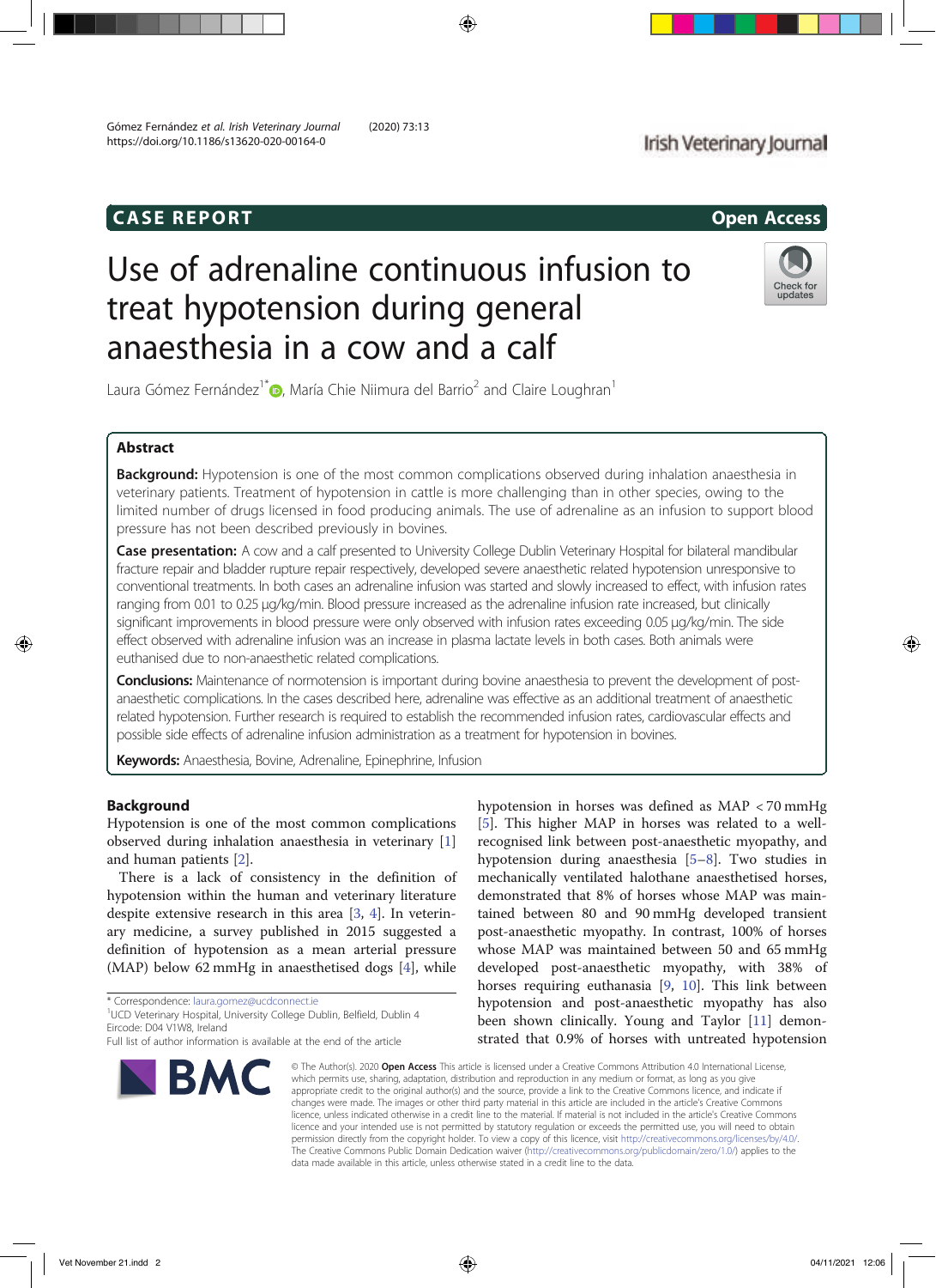CASE REPORT

Open Access

# Use of adrenaline continuous infusion to treat hypotension during general anaesthesia in a cow and a calf

Laura Gómez Fernández[1*], María Chie Niimura del Barrio[2] and Claire Loughran[1]

## Abstract

**Background:** Hypotension is one of the most common complications observed during inhalation anaesthesia in veterinary patients. Treatment of hypotension in cattle is more challenging than in other species, owing to the limited number of drugs licensed in food producing animals. The use of adrenaline as an infusion to support blood pressure has not been described previously in bovines.

**Case presentation:** A cow and a calf presented to University College Dublin Veterinary Hospital for bilateral mandibular fracture repair and bladder rupture repair respectively, developed severe anaesthetic related hypotension unresponsive to conventional treatments. In both cases an adrenaline infusion was started and slowly increased to effect, with infusion rates ranging from 0.01 to 0.25 μg/kg/min. Blood pressure increased as the adrenaline infusion rate increased, but clinically significant improvements in blood pressure were only observed with infusion rates exceeding 0.05 μg/kg/min. The side effect observed with adrenaline infusion was an increase in plasma lactate levels in both cases. Both animals were euthanised due to non-anaesthetic related complications.

**Conclusions:** Maintenance of normotension is important during bovine anaesthesia to prevent the development of post-anaesthetic complications. In the cases described here, adrenaline was effective as an additional treatment of anaesthetic related hypotension. Further research is required to establish the recommended infusion rates, cardiovascular effects and possible side effects of adrenaline infusion administration as a treatment for hypotension in bovines.

**Keywords:** Anaesthesia, Bovine, Adrenaline, Epinephrine, Infusion

## Background

Hypotension is one of the most common complications observed during inhalation anaesthesia in veterinary [1] and human patients [2].

There is a lack of consistency in the definition of hypotension within the human and veterinary literature despite extensive research in this area [3, 4]. In veterinary medicine, a survey published in 2015 suggested a definition of hypotension as a mean arterial pressure (MAP) below 62 mmHg in anaesthetised dogs [4], while hypotension in horses was defined as MAP < 70 mmHg [5]. This higher MAP in horses was related to a well-recognised link between post-anaesthetic myopathy, and hypotension during anaesthesia [5–8]. Two studies in mechanically ventilated halothane anaesthetised horses, demonstrated that 8% of horses whose MAP was maintained between 80 and 90 mmHg developed transient post-anaesthetic myopathy. In contrast, 100% of horses whose MAP was maintained between 50 and 65 mmHg developed post-anaesthetic myopathy, with 38% of horses requiring euthanasia [9, 10]. This link between hypotension and post-anaesthetic myopathy has also been shown clinically. Young and Taylor [11] demonstrated that 0.9% of horses with untreated hypotension

\* Correspondence: laura.gomez@ucdconnect.ie
[1]UCD Veterinary Hospital, University College Dublin, Belfield, Dublin 4 Eircode: D04 V1W8, Ireland
Full list of author information is available at the end of the article

© The Author(s). 2020 **Open Access** This article is licensed under a Creative Commons Attribution 4.0 International License, which permits use, sharing, adaptation, distribution and reproduction in any medium or format, as long as you give appropriate credit to the original author(s) and the source, provide a link to the Creative Commons licence, and indicate if changes were made. The images or other third party material in this article are included in the article's Creative Commons licence, unless indicated otherwise in a credit line to the material. If material is not included in the article's Creative Commons licence and your intended use is not permitted by statutory regulation or exceeds the permitted use, you will need to obtain permission directly from the copyright holder. To view a copy of this licence, visit http://creativecommons.org/licenses/by/4.0/. The Creative Commons Public Domain Dedication waiver (http://creativecommons.org/publicdomain/zero/1.0/) applies to the data made available in this article, unless otherwise stated in a credit line to the data.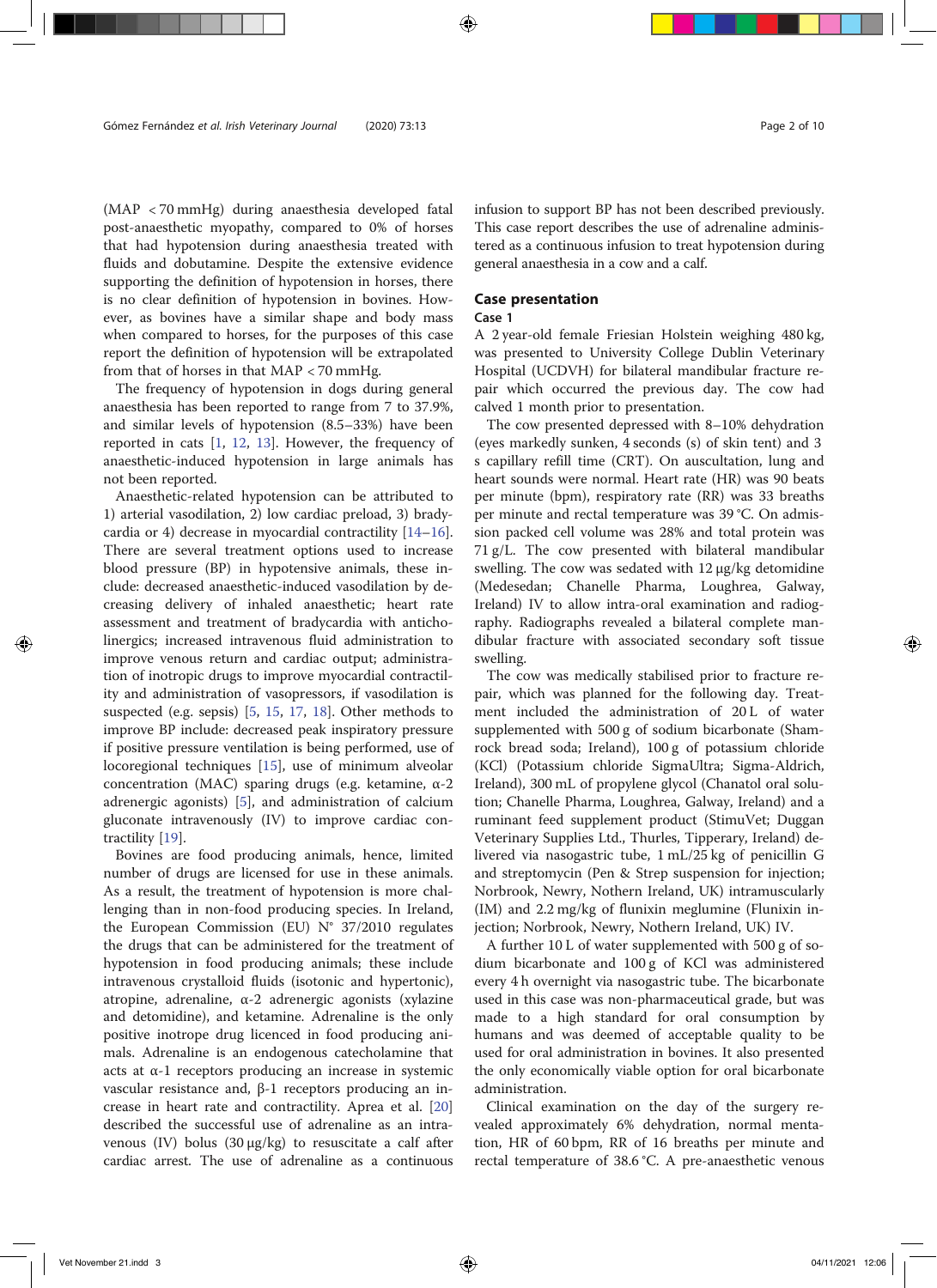(MAP < 70 mmHg) during anaesthesia developed fatal post-anaesthetic myopathy, compared to 0% of horses that had hypotension during anaesthesia treated with fluids and dobutamine. Despite the extensive evidence supporting the definition of hypotension in horses, there is no clear definition of hypotension in bovines. However, as bovines have a similar shape and body mass when compared to horses, for the purposes of this case report the definition of hypotension will be extrapolated from that of horses in that MAP < 70 mmHg.

The frequency of hypotension in dogs during general anaesthesia has been reported to range from 7 to 37.9%, and similar levels of hypotension (8.5–33%) have been reported in cats [1, 12, 13]. However, the frequency of anaesthetic-induced hypotension in large animals has not been reported.

Anaesthetic-related hypotension can be attributed to 1) arterial vasodilation, 2) low cardiac preload, 3) bradycardia or 4) decrease in myocardial contractility [14–16]. There are several treatment options used to increase blood pressure (BP) in hypotensive animals, these include: decreased anaesthetic-induced vasodilation by decreasing delivery of inhaled anaesthetic; heart rate assessment and treatment of bradycardia with anticholinergics; increased intravenous fluid administration to improve venous return and cardiac output; administration of inotropic drugs to improve myocardial contractility and administration of vasopressors, if vasodilation is suspected (e.g. sepsis) [5, 15, 17, 18]. Other methods to improve BP include: decreased peak inspiratory pressure if positive pressure ventilation is being performed, use of locoregional techniques [15], use of minimum alveolar concentration (MAC) sparing drugs (e.g. ketamine, α-2 adrenergic agonists) [5], and administration of calcium gluconate intravenously (IV) to improve cardiac contractility [19].

Bovines are food producing animals, hence, limited number of drugs are licensed for use in these animals. As a result, the treatment of hypotension is more challenging than in non-food producing species. In Ireland, the European Commission (EU) N° 37/2010 regulates the drugs that can be administered for the treatment of hypotension in food producing animals; these include intravenous crystalloid fluids (isotonic and hypertonic), atropine, adrenaline, α-2 adrenergic agonists (xylazine and detomidine), and ketamine. Adrenaline is the only positive inotrope drug licenced in food producing animals. Adrenaline is an endogenous catecholamine that acts at α-1 receptors producing an increase in systemic vascular resistance and, β-1 receptors producing an increase in heart rate and contractility. Aprea et al. [20] described the successful use of adrenaline as an intravenous (IV) bolus (30 μg/kg) to resuscitate a calf after cardiac arrest. The use of adrenaline as a continuous infusion to support BP has not been described previously. This case report describes the use of adrenaline administered as a continuous infusion to treat hypotension during general anaesthesia in a cow and a calf.

## Case presentation

### Case 1

A 2 year-old female Friesian Holstein weighing 480 kg, was presented to University College Dublin Veterinary Hospital (UCDVH) for bilateral mandibular fracture repair which occurred the previous day. The cow had calved 1 month prior to presentation.

The cow presented depressed with 8–10% dehydration (eyes markedly sunken, 4 seconds (s) of skin tent) and 3 s capillary refill time (CRT). On auscultation, lung and heart sounds were normal. Heart rate (HR) was 90 beats per minute (bpm), respiratory rate (RR) was 33 breaths per minute and rectal temperature was 39 °C. On admission packed cell volume was 28% and total protein was 71 g/L. The cow presented with bilateral mandibular swelling. The cow was sedated with 12 μg/kg detomidine (Medesedan; Chanelle Pharma, Loughrea, Galway, Ireland) IV to allow intra-oral examination and radiography. Radiographs revealed a bilateral complete mandibular fracture with associated secondary soft tissue swelling.

The cow was medically stabilised prior to fracture repair, which was planned for the following day. Treatment included the administration of 20 L of water supplemented with 500 g of sodium bicarbonate (Shamrock bread soda; Ireland), 100 g of potassium chloride (KCl) (Potassium chloride SigmaUltra; Sigma-Aldrich, Ireland), 300 mL of propylene glycol (Chanatol oral solution; Chanelle Pharma, Loughrea, Galway, Ireland) and a ruminant feed supplement product (StimuVet; Duggan Veterinary Supplies Ltd., Thurles, Tipperary, Ireland) delivered via nasogastric tube, 1 mL/25 kg of penicillin G and streptomycin (Pen & Strep suspension for injection; Norbrook, Newry, Northern Ireland, UK) intramuscularly (IM) and 2.2 mg/kg of flunixin meglumine (Flunixin injection; Norbrook, Newry, Northern Ireland, UK) IV.

A further 10 L of water supplemented with 500 g of sodium bicarbonate and 100 g of KCl was administered every 4 h overnight via nasogastric tube. The bicarbonate used in this case was non-pharmaceutical grade, but was made to a high standard for oral consumption by humans and was deemed of acceptable quality to be used for oral administration in bovines. It also presented the only economically viable option for oral bicarbonate administration.

Clinical examination on the day of the surgery revealed approximately 6% dehydration, normal mentation, HR of 60 bpm, RR of 16 breaths per minute and rectal temperature of 38.6 °C. A pre-anaesthetic venous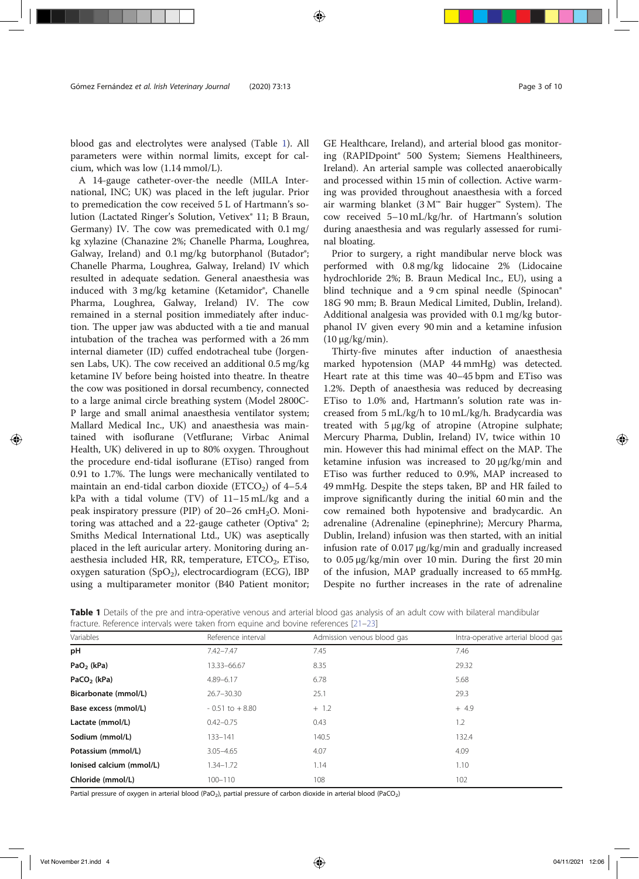blood gas and electrolytes were analysed (Table 1). All parameters were within normal limits, except for calcium, which was low (1.14 mmol/L).

A 14-gauge catheter-over-the needle (MILA International, INC; UK) was placed in the left jugular. Prior to premedication the cow received 5 L of Hartmann's solution (Lactated Ringer's Solution, Vetivex® 11; B Braun, Germany) IV. The cow was premedicated with 0.1 mg/kg xylazine (Chanazine 2%; Chanelle Pharma, Loughrea, Galway, Ireland) and 0.1 mg/kg butorphanol (Butador®; Chanelle Pharma, Loughrea, Galway, Ireland) IV which resulted in adequate sedation. General anaesthesia was induced with 3 mg/kg ketamine (Ketamidor®, Chanelle Pharma, Loughrea, Galway, Ireland) IV. The cow remained in a sternal position immediately after induction. The upper jaw was abducted with a tie and manual intubation of the trachea was performed with a 26 mm internal diameter (ID) cuffed endotracheal tube (Jorgensen Labs, UK). The cow received an additional 0.5 mg/kg ketamine IV before being hoisted into theatre. In theatre the cow was positioned in dorsal recumbency, connected to a large animal circle breathing system (Model 2800C-P large and small animal anaesthesia ventilator system; Mallard Medical Inc., UK) and anaesthesia was maintained with isoflurane (Vetflurane; Virbac Animal Health, UK) delivered in up to 80% oxygen. Throughout the procedure end-tidal isoflurane (ETiso) ranged from 0.91 to 1.7%. The lungs were mechanically ventilated to maintain an end-tidal carbon dioxide ($ETCO_2$) of 4–5.4 kPa with a tidal volume (TV) of 11–15 mL/kg and a peak inspiratory pressure (PIP) of 20–26 $cmH_2O$. Monitoring was attached and a 22-gauge catheter (Optiva® 2; Smiths Medical International Ltd., UK) was aseptically placed in the left auricular artery. Monitoring during anaesthesia included HR, RR, temperature, $ETCO_2$, ETiso, oxygen saturation ($SpO_2$), electrocardiogram (ECG), IBP using a multiparameter monitor (B40 Patient monitor; GE Healthcare, Ireland), and arterial blood gas monitoring (RAPIDpoint® 500 System; Siemens Healthineers, Ireland). An arterial sample was collected anaerobically and processed within 15 min of collection. Active warming was provided throughout anaesthesia with a forced air warming blanket (3 M™ Bair hugger™ System). The cow received 5–10 mL/kg/hr. of Hartmann's solution during anaesthesia and was regularly assessed for ruminal bloating.

Prior to surgery, a right mandibular nerve block was performed with 0.8 mg/kg lidocaine 2% (Lidocaine hydrochloride 2%; B. Braun Medical Inc., EU), using a blind technique and a 9 cm spinal needle (Spinocan® 18G 90 mm; B. Braun Medical Limited, Dublin, Ireland). Additional analgesia was provided with 0.1 mg/kg butorphanol IV given every 90 min and a ketamine infusion (10 μg/kg/min).

Thirty-five minutes after induction of anaesthesia marked hypotension (MAP 44 mmHg) was detected. Heart rate at this time was 40–45 bpm and ETiso was 1.2%. Depth of anaesthesia was reduced by decreasing ETiso to 1.0% and, Hartmann's solution rate was increased from 5 mL/kg/h to 10 mL/kg/h. Bradycardia was treated with 5 μg/kg of atropine (Atropine sulphate; Mercury Pharma, Dublin, Ireland) IV, twice within 10 min. However this had minimal effect on the MAP. The ketamine infusion was increased to 20 μg/kg/min and ETiso was further reduced to 0.9%, MAP increased to 49 mmHg. Despite the steps taken, BP and HR failed to improve significantly during the initial 60 min and the cow remained both hypotensive and bradycardic. An adrenaline (Adrenaline (epinephrine); Mercury Pharma, Dublin, Ireland) infusion was then started, with an initial infusion rate of 0.017 μg/kg/min and gradually increased to 0.05 μg/kg/min over 10 min. During the first 20 min of the infusion, MAP gradually increased to 65 mmHg. Despite no further increases in the rate of adrenaline

**Table 1** Details of the pre and intra-operative venous and arterial blood gas analysis of an adult cow with bilateral mandibular fracture. Reference intervals were taken from equine and bovine references [21–23]

| Variables | Reference interval | Admission venous blood gas | Intra-operative arterial blood gas |
|---|---|---|---|
| **pH** | 7.42–7.47 | 7.45 | 7.46 |
| **$PaO_2$ (kPa)** | 13.33–66.67 | 8.35 | 29.32 |
| **$PaCO_2$ (kPa)** | 4.89–6.17 | 6.78 | 5.68 |
| **Bicarbonate (mmol/L)** | 26.7–30.30 | 25.1 | 29.3 |
| **Base excess (mmol/L)** | - 0.51 to + 8.80 | + 1.2 | + 4.9 |
| **Lactate (mmol/L)** | 0.42–0.75 | 0.43 | 1.2 |
| **Sodium (mmol/L)** | 133–141 | 140.5 | 132.4 |
| **Potassium (mmol/L)** | 3.05–4.65 | 4.07 | 4.09 |
| **Ionised calcium (mmol/L)** | 1.34–1.72 | 1.14 | 1.10 |
| **Chloride (mmol/L)** | 100–110 | 108 | 102 |

Partial pressure of oxygen in arterial blood ($PaO_2$), partial pressure of carbon dioxide in arterial blood ($PaCO_2$)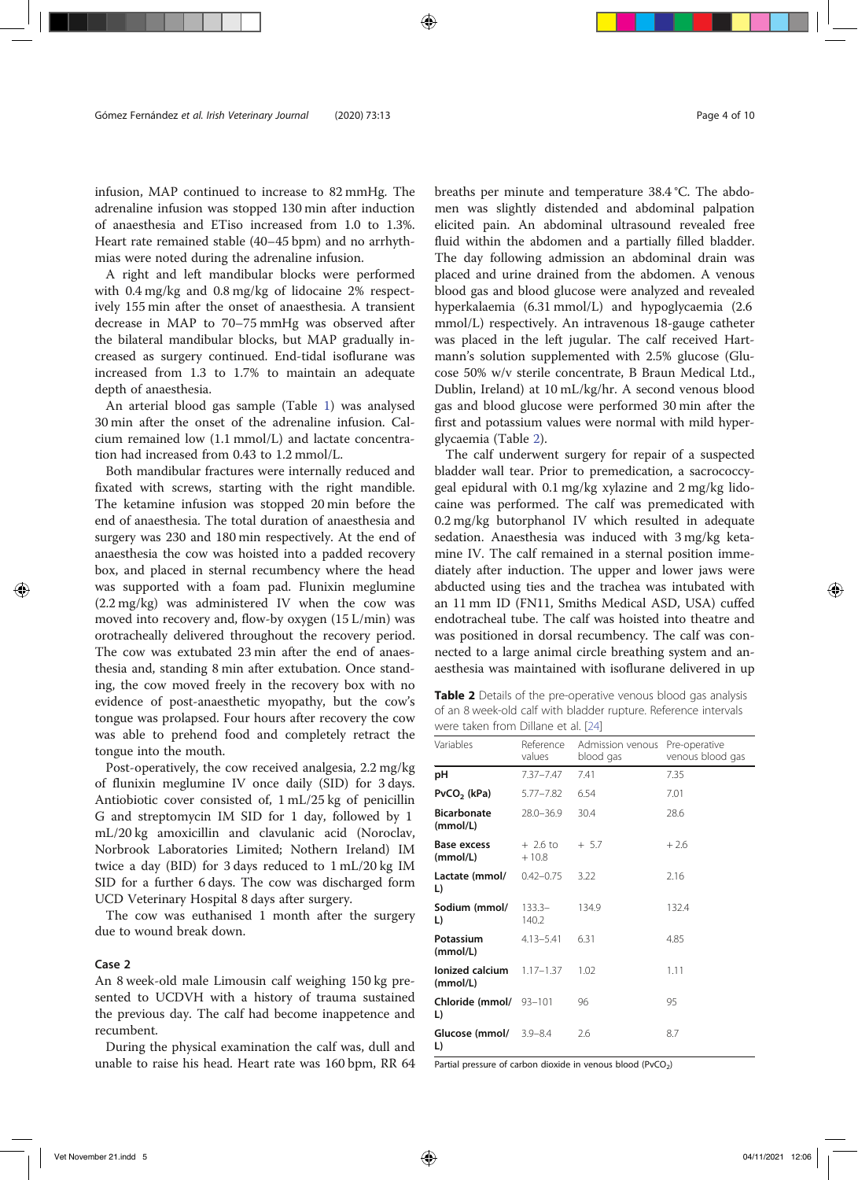infusion, MAP continued to increase to 82 mmHg. The adrenaline infusion was stopped 130 min after induction of anaesthesia and ETiso increased from 1.0 to 1.3%. Heart rate remained stable (40–45 bpm) and no arrhythmias were noted during the adrenaline infusion.

A right and left mandibular blocks were performed with 0.4 mg/kg and 0.8 mg/kg of lidocaine 2% respectively 155 min after the onset of anaesthesia. A transient decrease in MAP to 70–75 mmHg was observed after the bilateral mandibular blocks, but MAP gradually increased as surgery continued. End-tidal isoflurane was increased from 1.3 to 1.7% to maintain an adequate depth of anaesthesia.

An arterial blood gas sample (Table 1) was analysed 30 min after the onset of the adrenaline infusion. Calcium remained low (1.1 mmol/L) and lactate concentration had increased from 0.43 to 1.2 mmol/L.

Both mandibular fractures were internally reduced and fixated with screws, starting with the right mandible. The ketamine infusion was stopped 20 min before the end of anaesthesia. The total duration of anaesthesia and surgery was 230 and 180 min respectively. At the end of anaesthesia the cow was hoisted into a padded recovery box, and placed in sternal recumbency where the head was supported with a foam pad. Flunixin meglumine (2.2 mg/kg) was administered IV when the cow was moved into recovery and, flow-by oxygen (15 L/min) was orotracheally delivered throughout the recovery period. The cow was extubated 23 min after the end of anaesthesia and, standing 8 min after extubation. Once standing, the cow moved freely in the recovery box with no evidence of post-anaesthetic myopathy, but the cow's tongue was prolapsed. Four hours after recovery the cow was able to prehend food and completely retract the tongue into the mouth.

Post-operatively, the cow received analgesia, 2.2 mg/kg of flunixin meglumine IV once daily (SID) for 3 days. Antibiotic cover consisted of, 1 mL/25 kg of penicillin G and streptomycin IM SID for 1 day, followed by 1 mL/20 kg amoxicillin and clavulanic acid (Noroclav, Norbrook Laboratories Limited; Nothern Ireland) IM twice a day (BID) for 3 days reduced to 1 mL/20 kg IM SID for a further 6 days. The cow was discharged form UCD Veterinary Hospital 8 days after surgery.

The cow was euthanised 1 month after the surgery due to wound break down.

### Case 2

An 8 week-old male Limousin calf weighing 150 kg presented to UCDVH with a history of trauma sustained the previous day. The calf had become inappetence and recumbent.

During the physical examination the calf was, dull and unable to raise his head. Heart rate was 160 bpm, RR 64 breaths per minute and temperature 38.4 °C. The abdomen was slightly distended and abdominal palpation elicited pain. An abdominal ultrasound revealed free fluid within the abdomen and a partially filled bladder. The day following admission an abdominal drain was placed and urine drained from the abdomen. A venous blood gas and blood glucose were analyzed and revealed hyperkalaemia (6.31 mmol/L) and hypoglycaemia (2.6 mmol/L) respectively. An intravenous 18-gauge catheter was placed in the left jugular. The calf received Hartmann's solution supplemented with 2.5% glucose (Glucose 50% w/v sterile concentrate, B Braun Medical Ltd., Dublin, Ireland) at 10 mL/kg/hr. A second venous blood gas and blood glucose were performed 30 min after the first and potassium values were normal with mild hyperglycaemia (Table 2).

The calf underwent surgery for repair of a suspected bladder wall tear. Prior to premedication, a sacrococcygeal epidural with 0.1 mg/kg xylazine and 2 mg/kg lidocaine was performed. The calf was premedicated with 0.2 mg/kg butorphanol IV which resulted in adequate sedation. Anaesthesia was induced with 3 mg/kg ketamine IV. The calf remained in a sternal position immediately after induction. The upper and lower jaws were abducted using ties and the trachea was intubated with an 11 mm ID (FN11, Smiths Medical ASD, USA) cuffed endotracheal tube. The calf was hoisted into theatre and was positioned in dorsal recumbency. The calf was connected to a large animal circle breathing system and anaesthesia was maintained with isoflurane delivered in up

**Table 2** Details of the pre-operative venous blood gas analysis of an 8 week-old calf with bladder rupture. Reference intervals were taken from Dillane et al. [24]

| Variables | Reference values | Admission venous blood gas | Pre-operative venous blood gas |
|---|---|---|---|
| **pH** | 7.37–7.47 | 7.41 | 7.35 |
| **$PvCO_2$ (kPa)** | 5.77–7.82 | 6.54 | 7.01 |
| **Bicarbonate (mmol/L)** | 28.0–36.9 | 30.4 | 28.6 |
| **Base excess (mmol/L)** | + 2.6 to + 10.8 | + 5.7 | + 2.6 |
| **Lactate (mmol/L)** | 0.42–0.75 | 3.22 | 2.16 |
| **Sodium (mmol/L)** | 133.3–140.2 | 134.9 | 132.4 |
| **Potassium (mmol/L)** | 4.13–5.41 | 6.31 | 4.85 |
| **Ionized calcium (mmol/L)** | 1.17–1.37 | 1.02 | 1.11 |
| **Chloride (mmol/L)** | 93–101 | 96 | 95 |
| **Glucose (mmol/L)** | 3.9–8.4 | 2.6 | 8.7 |

Partial pressure of carbon dioxide in venous blood ($PvCO_2$)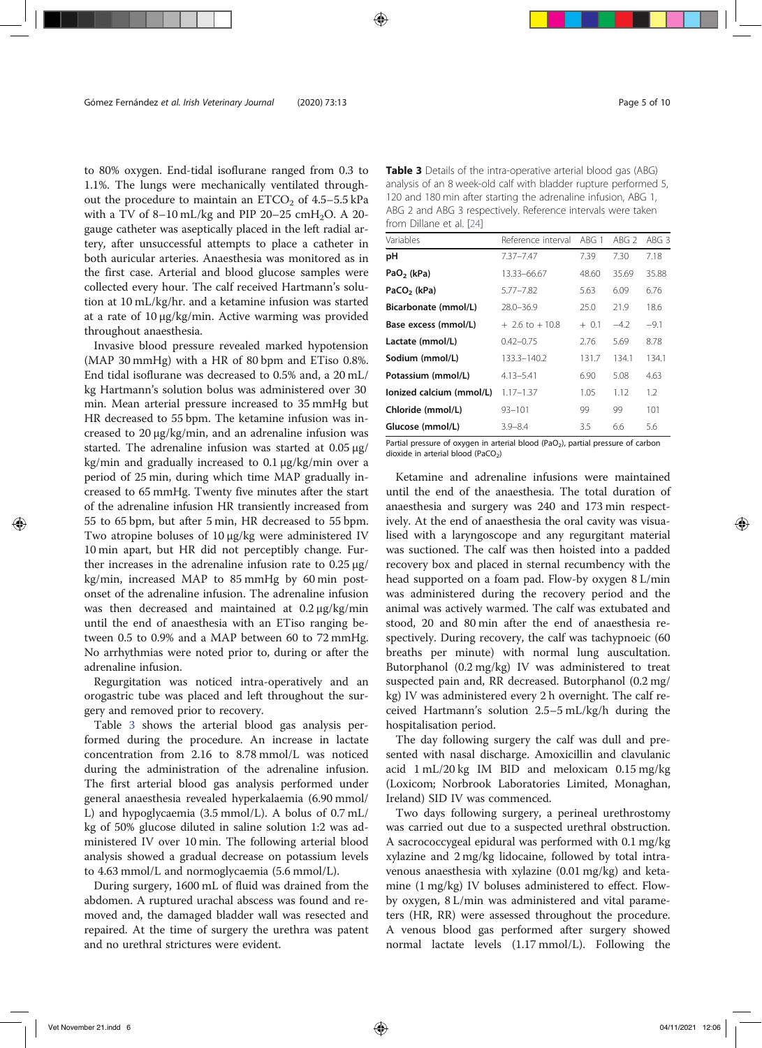to 80% oxygen. End-tidal isoflurane ranged from 0.3 to 1.1%. The lungs were mechanically ventilated throughout the procedure to maintain an $ETCO_2$ of 4.5–5.5 kPa with a TV of 8–10 mL/kg and PIP 20–25 $cmH_2O$. A 20-gauge catheter was aseptically placed in the left radial artery, after unsuccessful attempts to place a catheter in both auricular arteries. Anaesthesia was monitored as in the first case. Arterial and blood glucose samples were collected every hour. The calf received Hartmann's solution at 10 mL/kg/hr. and a ketamine infusion was started at a rate of 10 μg/kg/min. Active warming was provided throughout anaesthesia.

Invasive blood pressure revealed marked hypotension (MAP 30 mmHg) with a HR of 80 bpm and ETiso 0.8%. End tidal isoflurane was decreased to 0.5% and, a 20 mL/kg Hartmann's solution bolus was administered over 30 min. Mean arterial pressure increased to 35 mmHg but HR decreased to 55 bpm. The ketamine infusion was increased to 20 μg/kg/min, and an adrenaline infusion was started. The adrenaline infusion was started at 0.05 μg/kg/min and gradually increased to 0.1 μg/kg/min over a period of 25 min, during which time MAP gradually increased to 65 mmHg. Twenty five minutes after the start of the adrenaline infusion HR transiently increased from 55 to 65 bpm, but after 5 min, HR decreased to 55 bpm. Two atropine boluses of 10 μg/kg were administered IV 10 min apart, but HR did not perceptibly change. Further increases in the adrenaline infusion rate to 0.25 μg/kg/min, increased MAP to 85 mmHg by 60 min post-onset of the adrenaline infusion. The adrenaline infusion was then decreased and maintained at 0.2 μg/kg/min until the end of anaesthesia with an ETiso ranging between 0.5 to 0.9% and a MAP between 60 to 72 mmHg. No arrhythmias were noted prior to, during or after the adrenaline infusion.

Regurgitation was noticed intra-operatively and an orogastric tube was placed and left throughout the surgery and removed prior to recovery.

Table 3 shows the arterial blood gas analysis performed during the procedure. An increase in lactate concentration from 2.16 to 8.78 mmol/L was noticed during the administration of the adrenaline infusion. The first arterial blood gas analysis performed under general anaesthesia revealed hyperkalaemia (6.90 mmol/L) and hypoglycaemia (3.5 mmol/L). A bolus of 0.7 mL/kg of 50% glucose diluted in saline solution 1:2 was administered IV over 10 min. The following arterial blood analysis showed a gradual decrease on potassium levels to 4.63 mmol/L and normoglycaemia (5.6 mmol/L).

During surgery, 1600 mL of fluid was drained from the abdomen. A ruptured urachal abscess was found and removed and, the damaged bladder wall was resected and repaired. At the time of surgery the urethra was patent and no urethral strictures were evident.

**Table 3** Details of the intra-operative arterial blood gas (ABG) analysis of an 8 week-old calf with bladder rupture performed 5, 120 and 180 min after starting the adrenaline infusion, ABG 1, ABG 2 and ABG 3 respectively. Reference intervals were taken from Dillane et al. [24]

| Variables | Reference interval | ABG 1 | ABG 2 | ABG 3 |
|---|---|---|---|---|
| **pH** | 7.37–7.47 | 7.39 | 7.30 | 7.18 |
| **$PaO_2$ (kPa)** | 13.33–66.67 | 48.60 | 35.69 | 35.88 |
| **$PaCO_2$ (kPa)** | 5.77–7.82 | 5.63 | 6.09 | 6.76 |
| **Bicarbonate (mmol/L)** | 28.0–36.9 | 25.0 | 21.9 | 18.6 |
| **Base excess (mmol/L)** | + 2.6 to + 10.8 | + 0.1 | −4.2 | −9.1 |
| **Lactate (mmol/L)** | 0.42–0.75 | 2.76 | 5.69 | 8.78 |
| **Sodium (mmol/L)** | 133.3–140.2 | 131.7 | 134.1 | 134.1 |
| **Potassium (mmol/L)** | 4.13–5.41 | 6.90 | 5.08 | 4.63 |
| **Ionized calcium (mmol/L)** | 1.17–1.37 | 1.05 | 1.12 | 1.2 |
| **Chloride (mmol/L)** | 93–101 | 99 | 99 | 101 |
| **Glucose (mmol/L)** | 3.9–8.4 | 3.5 | 6.6 | 5.6 |

Partial pressure of oxygen in arterial blood ($PaO_2$), partial pressure of carbon dioxide in arterial blood ($PaCO_2$)

Ketamine and adrenaline infusions were maintained until the end of the anaesthesia. The total duration of anaesthesia and surgery was 240 and 173 min respectively. At the end of anaesthesia the oral cavity was visualised with a laryngoscope and any regurgitant material was suctioned. The calf was then hoisted into a padded recovery box and placed in sternal recumbency with the head supported on a foam pad. Flow-by oxygen 8 L/min was administered during the recovery period and the animal was actively warmed. The calf was extubated and stood, 20 and 80 min after the end of anaesthesia respectively. During recovery, the calf was tachypnoeic (60 breaths per minute) with normal lung auscultation. Butorphanol (0.2 mg/kg) IV was administered to treat suspected pain and, RR decreased. Butorphanol (0.2 mg/kg) IV was administered every 2 h overnight. The calf received Hartmann's solution 2.5–5 mL/kg/h during the hospitalisation period.

The day following surgery the calf was dull and presented with nasal discharge. Amoxicillin and clavulanic acid 1 mL/20 kg IM BID and meloxicam 0.15 mg/kg (Loxicom; Norbrook Laboratories Limited, Monaghan, Ireland) SID IV was commenced.

Two days following surgery, a perineal urethrostomy was carried out due to a suspected urethral obstruction. A sacrococcygeal epidural was performed with 0.1 mg/kg xylazine and 2 mg/kg lidocaine, followed by total intravenous anaesthesia with xylazine (0.01 mg/kg) and ketamine (1 mg/kg) IV boluses administered to effect. Flow-by oxygen, 8 L/min was administered and vital parameters (HR, RR) were assessed throughout the procedure. A venous blood gas performed after surgery showed normal lactate levels (1.17 mmol/L). Following the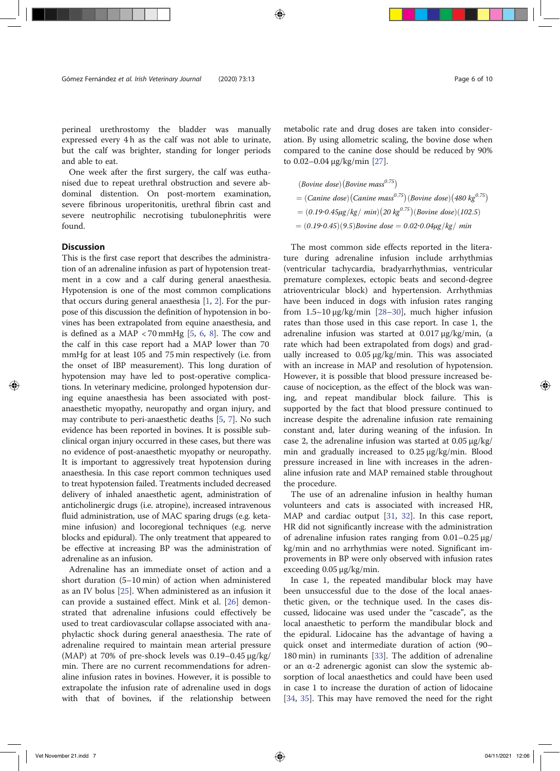perineal urethrostomy the bladder was manually expressed every 4 h as the calf was not able to urinate, but the calf was brighter, standing for longer periods and able to eat.

One week after the first surgery, the calf was euthanised due to repeat urethral obstruction and severe abdominal distention. On post-mortem examination, severe fibrinous uroperitonitis, urethral fibrin cast and severe neutrophilic necrotising tubulonephritis were found.

## Discussion

This is the first case report that describes the administration of an adrenaline infusion as part of hypotension treatment in a cow and a calf during general anaesthesia. Hypotension is one of the most common complications that occurs during general anaesthesia [1, 2]. For the purpose of this discussion the definition of hypotension in bovines has been extrapolated from equine anaesthesia, and is defined as a MAP < 70 mmHg [5, 6, 8]. The cow and the calf in this case report had a MAP lower than 70 mmHg for at least 105 and 75 min respectively (i.e. from the onset of IBP measurement). This long duration of hypotension may have led to post-operative complications. In veterinary medicine, prolonged hypotension during equine anaesthesia has been associated with post-anaesthetic myopathy, neuropathy and organ injury, and may contribute to peri-anaesthetic deaths [5, 7]. No such evidence has been reported in bovines. It is possible subclinical organ injury occurred in these cases, but there was no evidence of post-anaesthetic myopathy or neuropathy. It is important to aggressively treat hypotension during anaesthesia. In this case report common techniques used to treat hypotension failed. Treatments included decreased delivery of inhaled anaesthetic agent, administration of anticholinergic drugs (i.e. atropine), increased intravenous fluid administration, use of MAC sparing drugs (e.g. ketamine infusion) and locoregional techniques (e.g. nerve blocks and epidural). The only treatment that appeared to be effective at increasing BP was the administration of adrenaline as an infusion.

Adrenaline has an immediate onset of action and a short duration (5–10 min) of action when administered as an IV bolus [25]. When administered as an infusion it can provide a sustained effect. Mink et al. [26] demonstrated that adrenaline infusions could effectively be used to treat cardiovascular collapse associated with anaphylactic shock during general anaesthesia. The rate of adrenaline required to maintain mean arterial pressure (MAP) at 70% of pre-shock levels was 0.19–0.45 μg/kg/min. There are no current recommendations for adrenaline infusion rates in bovines. However, it is possible to extrapolate the infusion rate of adrenaline used in dogs with that of bovines, if the relationship between metabolic rate and drug doses are taken into consideration. By using allometric scaling, the bovine dose when compared to the canine dose should be reduced by 90% to 0.02–0.04 μg/kg/min [27].

$$
\begin{aligned}
&(Bovine\ dose)(Bovine\ mass^{0.75}) \\
&= (Canine\ dose)(Canine\ mass^{0.75})(Bovine\ dose)(480\ kg^{0.75}) \\
&= (0.19\text{-}0.45\mu g/kg/\ min)(20\ kg^{0.75})(Bovine\ dose)(102.5) \\
&= (0.19\text{-}0.45)(9.5) Bovine\ dose = 0.02\text{-}0.04\mu g/kg/\ min
\end{aligned}
$$

The most common side effects reported in the literature during adrenaline infusion include arrhythmias (ventricular tachycardia, bradyarrhythmias, ventricular premature complexes, ectopic beats and second-degree atrioventricular block) and hypertension. Arrhythmias have been induced in dogs with infusion rates ranging from 1.5–10 μg/kg/min [28–30], much higher infusion rates than those used in this case report. In case 1, the adrenaline infusion was started at 0.017 μg/kg/min, (a rate which had been extrapolated from dogs) and gradually increased to 0.05 μg/kg/min. This was associated with an increase in MAP and resolution of hypotension. However, it is possible that blood pressure increased because of nociception, as the effect of the block was waning, and repeat mandibular block failure. This is supported by the fact that blood pressure continued to increase despite the adrenaline infusion rate remaining constant and, later during weaning of the infusion. In case 2, the adrenaline infusion was started at 0.05 μg/kg/min and gradually increased to 0.25 μg/kg/min. Blood pressure increased in line with increases in the adrenaline infusion rate and MAP remained stable throughout the procedure.

The use of an adrenaline infusion in healthy human volunteers and cats is associated with increased HR, MAP and cardiac output [31, 32]. In this case report, HR did not significantly increase with the administration of adrenaline infusion rates ranging from 0.01–0.25 μg/kg/min and no arrhythmias were noted. Significant improvements in BP were only observed with infusion rates exceeding 0.05 μg/kg/min.

In case 1, the repeated mandibular block may have been unsuccessful due to the dose of the local anaesthetic given, or the technique used. In the cases discussed, lidocaine was used under the "cascade", as the local anaesthetic to perform the mandibular block and the epidural. Lidocaine has the advantage of having a quick onset and intermediate duration of action (90–180 min) in ruminants [33]. The addition of adrenaline or an α-2 adrenergic agonist can slow the systemic absorption of local anaesthetics and could have been used in case 1 to increase the duration of action of lidocaine [34, 35]. This may have removed the need for the right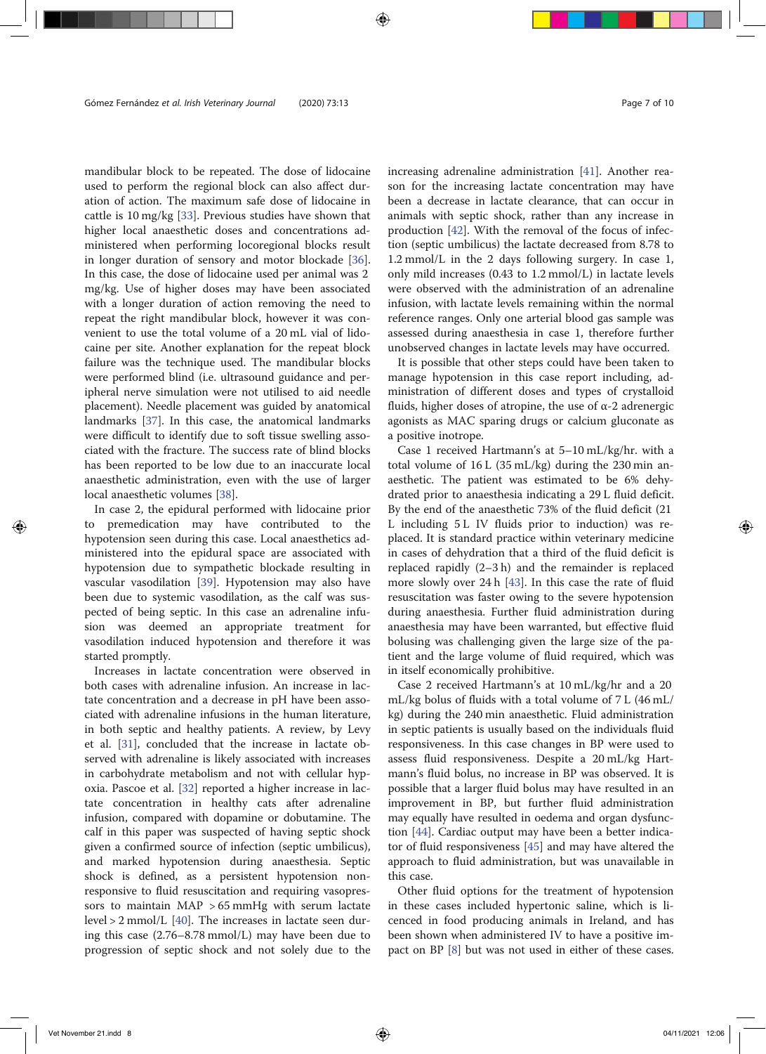mandibular block to be repeated. The dose of lidocaine used to perform the regional block can also affect duration of action. The maximum safe dose of lidocaine in cattle is 10 mg/kg [33]. Previous studies have shown that higher local anaesthetic doses and concentrations administered when performing locoregional blocks result in longer duration of sensory and motor blockade [36]. In this case, the dose of lidocaine used per animal was 2 mg/kg. Use of higher doses may have been associated with a longer duration of action removing the need to repeat the right mandibular block, however it was convenient to use the total volume of a 20 mL vial of lidocaine per site. Another explanation for the repeat block failure was the technique used. The mandibular blocks were performed blind (i.e. ultrasound guidance and peripheral nerve simulation were not utilised to aid needle placement). Needle placement was guided by anatomical landmarks [37]. In this case, the anatomical landmarks were difficult to identify due to soft tissue swelling associated with the fracture. The success rate of blind blocks has been reported to be low due to an inaccurate local anaesthetic administration, even with the use of larger local anaesthetic volumes [38].

In case 2, the epidural performed with lidocaine prior to premedication may have contributed to the hypotension seen during this case. Local anaesthetics administered into the epidural space are associated with hypotension due to sympathetic blockade resulting in vascular vasodilation [39]. Hypotension may also have been due to systemic vasodilation, as the calf was suspected of being septic. In this case an adrenaline infusion was deemed an appropriate treatment for vasodilation induced hypotension and therefore it was started promptly.

Increases in lactate concentration were observed in both cases with adrenaline infusion. An increase in lactate concentration and a decrease in pH have been associated with adrenaline infusions in the human literature, in both septic and healthy patients. A review, by Levy et al. [31], concluded that the increase in lactate observed with adrenaline is likely associated with increases in carbohydrate metabolism and not with cellular hypoxia. Pascoe et al. [32] reported a higher increase in lactate concentration in healthy cats after adrenaline infusion, compared with dopamine or dobutamine. The calf in this paper was suspected of having septic shock given a confirmed source of infection (septic umbilicus), and marked hypotension during anaesthesia. Septic shock is defined, as a persistent hypotension non-responsive to fluid resuscitation and requiring vasopressors to maintain MAP > 65 mmHg with serum lactate level > 2 mmol/L [40]. The increases in lactate seen during this case (2.76–8.78 mmol/L) may have been due to progression of septic shock and not solely due to the increasing adrenaline administration [41]. Another reason for the increasing lactate concentration may have been a decrease in lactate clearance, that can occur in animals with septic shock, rather than any increase in production [42]. With the removal of the focus of infection (septic umbilicus) the lactate decreased from 8.78 to 1.2 mmol/L in the 2 days following surgery. In case 1, only mild increases (0.43 to 1.2 mmol/L) in lactate levels were observed with the administration of an adrenaline infusion, with lactate levels remaining within the normal reference ranges. Only one arterial blood gas sample was assessed during anaesthesia in case 1, therefore further unobserved changes in lactate levels may have occurred.

It is possible that other steps could have been taken to manage hypotension in this case report including, administration of different doses and types of crystalloid fluids, higher doses of atropine, the use of α-2 adrenergic agonists as MAC sparing drugs or calcium gluconate as a positive inotrope.

Case 1 received Hartmann's at 5–10 mL/kg/hr. with a total volume of 16 L (35 mL/kg) during the 230 min anaesthetic. The patient was estimated to be 6% dehydrated prior to anaesthesia indicating a 29 L fluid deficit. By the end of the anaesthetic 73% of the fluid deficit (21 L including 5 L IV fluids prior to induction) was replaced. It is standard practice within veterinary medicine in cases of dehydration that a third of the fluid deficit is replaced rapidly (2–3 h) and the remainder is replaced more slowly over 24 h [43]. In this case the rate of fluid resuscitation was faster owing to the severe hypotension during anaesthesia. Further fluid administration during anaesthesia may have been warranted, but effective fluid bolusing was challenging given the large size of the patient and the large volume of fluid required, which was in itself economically prohibitive.

Case 2 received Hartmann's at 10 mL/kg/hr and a 20 mL/kg bolus of fluids with a total volume of 7 L (46 mL/kg) during the 240 min anaesthetic. Fluid administration in septic patients is usually based on the individuals fluid responsiveness. In this case changes in BP were used to assess fluid responsiveness. Despite a 20 mL/kg Hartmann's fluid bolus, no increase in BP was observed. It is possible that a larger fluid bolus may have resulted in an improvement in BP, but further fluid administration may equally have resulted in oedema and organ dysfunction [44]. Cardiac output may have been a better indicator of fluid responsiveness [45] and may have altered the approach to fluid administration, but was unavailable in this case.

Other fluid options for the treatment of hypotension in these cases included hypertonic saline, which is licenced in food producing animals in Ireland, and has been shown when administered IV to have a positive impact on BP [8] but was not used in either of these cases.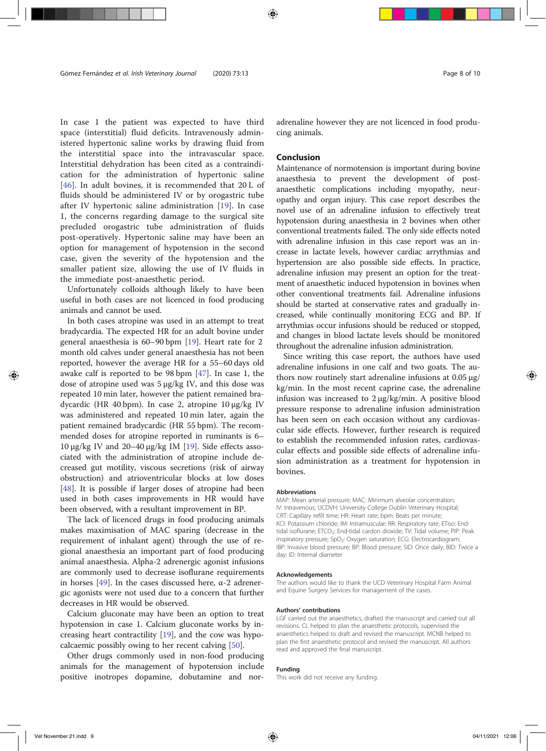In case 1 the patient was expected to have third space (interstitial) fluid deficits. Intravenously administered hypertonic saline works by drawing fluid from the interstitial space into the intravascular space. Interstitial dehydration has been cited as a contraindication for the administration of hypertonic saline [46]. In adult bovines, it is recommended that 20 L of fluids should be administered IV or by orogastric tube after IV hypertonic saline administration [19]. In case 1, the concerns regarding damage to the surgical site precluded orogastric tube administration of fluids post-operatively. Hypertonic saline may have been an option for management of hypotension in the second case, given the severity of the hypotension and the smaller patient size, allowing the use of IV fluids in the immediate post-anaesthetic period.

Unfortunately colloids although likely to have been useful in both cases are not licenced in food producing animals and cannot be used.

In both cases atropine was used in an attempt to treat bradycardia. The expected HR for an adult bovine under general anaesthesia is 60–90 bpm [19]. Heart rate for 2 month old calves under general anaesthesia has not been reported, however the average HR for a 55–60 days old awake calf is reported to be 98 bpm [47]. In case 1, the dose of atropine used was 5 μg/kg IV, and this dose was repeated 10 min later, however the patient remained bradycardic (HR 40 bpm). In case 2, atropine 10 μg/kg IV was administered and repeated 10 min later, again the patient remained bradycardic (HR 55 bpm). The recommended doses for atropine reported in ruminants is 6–10 μg/kg IV and 20–40 μg/kg IM [19]. Side effects associated with the administration of atropine include decreased gut motility, viscous secretions (risk of airway obstruction) and atrioventricular blocks at low doses [48]. It is possible if larger doses of atropine had been used in both cases improvements in HR would have been observed, with a resultant improvement in BP.

The lack of licenced drugs in food producing animals makes maximisation of MAC sparing (decrease in the requirement of inhalant agent) through the use of regional anaesthesia an important part of food producing animal anaesthesia. Alpha-2 adrenergic agonist infusions are commonly used to decrease isoflurane requirements in horses [49]. In the cases discussed here, α-2 adrenergic agonists were not used due to a concern that further decreases in HR would be observed.

Calcium gluconate may have been an option to treat hypotension in case 1. Calcium gluconate works by increasing heart contractility [19], and the cow was hypocalcaemic possibly owing to her recent calving [50].

Other drugs commonly used in non-food producing animals for the management of hypotension include positive inotropes dopamine, dobutamine and noradrenaline however they are not licenced in food producing animals.

## Conclusion

Maintenance of normotension is important during bovine anaesthesia to prevent the development of post-anaesthetic complications including myopathy, neuropathy and organ injury. This case report describes the novel use of an adrenaline infusion to effectively treat hypotension during anaesthesia in 2 bovines when other conventional treatments failed. The only side effects noted with adrenaline infusion in this case report was an increase in lactate levels, however cardiac arrythmias and hypertension are also possible side effects. In practice, adrenaline infusion may present an option for the treatment of anaesthetic induced hypotension in bovines when other conventional treatments fail. Adrenaline infusions should be started at conservative rates and gradually increased, while continually monitoring ECG and BP. If arrythmias occur infusions should be reduced or stopped, and changes in blood lactate levels should be monitored throughout the adrenaline infusion administration.

Since writing this case report, the authors have used adrenaline infusions in one calf and two goats. The authors now routinely start adrenaline infusions at 0.05 μg/kg/min. In the most recent caprine case, the adrenaline infusion was increased to 2 μg/kg/min. A positive blood pressure response to adrenaline infusion administration has been seen on each occasion without any cardiovascular side effects. However, further research is required to establish the recommended infusion rates, cardiovascular effects and possible side effects of adrenaline infusion administration as a treatment for hypotension in bovines.

### Abbreviations

MAP: Mean arterial pressure; MAC: Minimum alveolar concentration; IV: Intravenous; UCDVH: University College Dublin Veterinary Hospital; CRT: Capillary refill time; HR: Heart rate; bpm: Beats per minute; KCl: Potassium chloride; IM: Intramuscular; RR: Respiratory rate; ETiso: End-tidal isoflurane; $ETCO_2$: End-tidal cardon dioxide; TV: Tidal volume; PIP: Peak inspiratory pressure; $SpO_2$: Oxygen saturation; ECG: Electrocardiogram; IBP: Invasive blood pressure; BP: Blood pressure; SID: Once daily; BID: Twice a day; ID: Internal diameter

### Acknowledgements

The authors would like to thank the UCD Veterinary Hospital Farm Animal and Equine Surgery Services for management of the cases.

### Authors' contributions

LGF carried out the anaesthetics, drafted the manuscript and carried out all revisions. CL helped to plan the anaesthetic protocols, supervised the anaesthetics helped to draft and revised the manuscript. MCNB helped to plan the first anaesthetic protocol and revised the manuscript. All authors read and approved the final manuscript.

### Funding

This work did not receive any funding.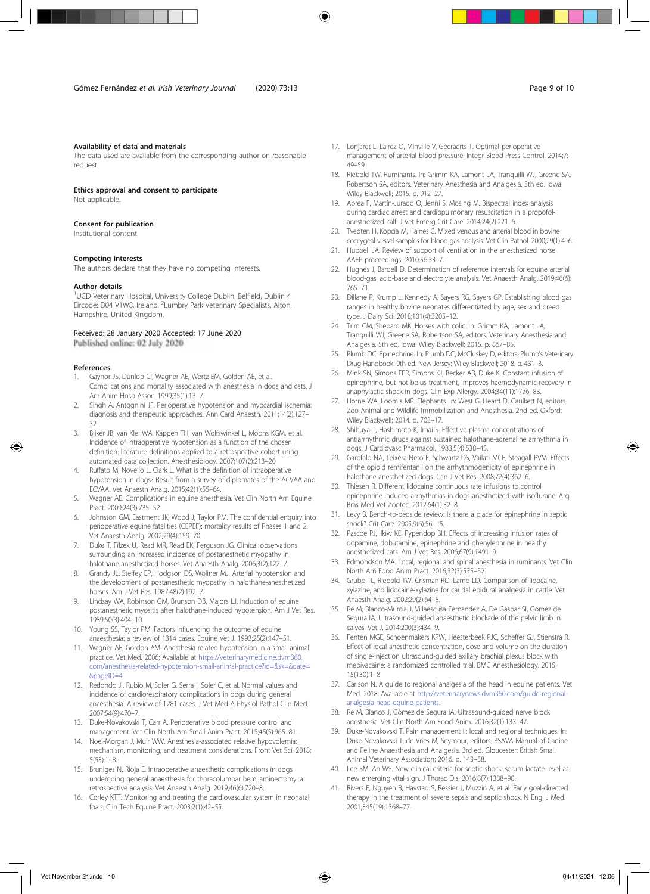### Availability of data and materials

The data used are available from the corresponding author on reasonable request.

### Ethics approval and consent to participate

Not applicable.

### Consent for publication

Institutional consent.

### Competing interests

The authors declare that they have no competing interests.

### Author details

[1]UCD Veterinary Hospital, University College Dublin, Belfield, Dublin 4 Eircode: D04 V1W8, Ireland. [2]Lumbry Park Veterinary Specialists, Alton, Hampshire, United Kingdom.

Received: 28 January 2020 Accepted: 17 June 2020
Published online: 02 July 2020

### References

1. Gaynor JS, Dunlop CI, Wagner AE, Wertz EM, Golden AE, et al. Complications and mortality associated with anesthesia in dogs and cats. J Am Anim Hosp Assoc. 1999;35(1):13–7.
2. Singh A, Antognini JF. Perioperative hypotension and myocardial ischemia: diagnosis and therapeutic approaches. Ann Card Anaesth. 2011;14(2):127–32.
3. Bijker JB, van Klei WA, Kappen TH, van Wolfswinkel L, Moons KGM, et al. Incidence of intraoperative hypotension as a function of the chosen definition: literature definitions applied to a retrospective cohort using automated data collection. Anesthesiology. 2007;107(2):213–20.
4. Ruffato M, Novello L, Clark L. What is the definition of intraoperative hypotension in dogs? Result from a survey of diplomates of the ACVAA and ECVAA. Vet Anaesth Analg. 2015;42(1):55–64.
5. Wagner AE. Complications in equine anesthesia. Vet Clin North Am Equine Pract. 2009;24(3):735–52.
6. Johnston GM, Eastment JK, Wood J, Taylor PM. The confidential enquiry into perioperative equine fatalities (CEPEF): mortality results of Phases 1 and 2. Vet Anaesth Analg. 2002;29(4):159–70.
7. Duke T, Filzek U, Read MR, Read EK, Ferguson JG. Clinical observations surrounding an increased incidence of postanesthetic myopathy in halothane-anesthetized horses. Vet Anaesth Analg. 2006;3(2):122–7.
8. Grandy JL, Steffey EP, Hodgson DS, Woliner MJ. Arterial hypotension and the development of postanesthetic myopathy in halothane-anesthetized horses. Am J Vet Res. 1987;48(2):192–7.
9. Lindsay WA, Robinson GM, Brunson DB, Majors LJ. Induction of equine postanesthetic myositis after halothane-induced hypotension. Am J Vet Res. 1989;50(3):404–10.
10. Young SS, Taylor PM. Factors influencing the outcome of equine anaesthesia: a review of 1314 cases. Equine Vet J. 1993;25(2):147–51.
11. Wagner AE, Gordon AM. Anesthesia-related hypotension in a small-animal practice. Vet Med. 2006; Available at https://veterinarymedicine.dvm360.com/anesthesia-related-hypotension-small-animal-practice?id=&sk=&date=&pageID=4.
12. Redondo JI, Rubio M, Soler G, Serra I, Soler C, et al. Normal values and incidence of cardiorespiratory complications in dogs during general anaesthesia. A review of 1281 cases. J Vet Med A Physiol Pathol Clin Med. 2007;54(9):470–7.
13. Duke-Novakovski T, Carr A. Perioperative blood pressure control and management. Vet Clin North Am Small Anim Pract. 2015;45(5):965–81.
14. Noel-Morgan J, Muir WW. Anesthesia-associated relative hypovolemia: mechanism, monitoring, and treatment considerations. Front Vet Sci. 2018; 5(53):1–8.
15. Bruniges N, Rioja E. Intraoperative anaesthetic complications in dogs undergoing general anaesthesia for thoracolumbar hemilaminectomy: a retrospective analysis. Vet Anaesth Analg. 2019;46(6):720–8.
16. Corley KTT. Monitoring and treating the cardiovascular system in neonatal foals. Clin Tech Equine Pract. 2003;2(1):42–55.
17. Lonjaret L, Lairez O, Minville V, Geeraerts T. Optimal perioperative management of arterial blood pressure. Integr Blood Press Control. 2014;7:49–59.
18. Riebold TW. Ruminants. In: Grimm KA, Lamont LA, Tranquilli WJ, Greene SA, Robertson SA, editors. Veterinary Anesthesia and Analgesia. 5th ed. Iowa: Wiley Blackwell; 2015. p. 912–27.
19. Aprea F, Martín-Jurado O, Jenni S, Mosing M. Bispectral index analysis during cardiac arrest and cardiopulmonary resuscitation in a propofol-anesthetized calf. J Vet Emerg Crit Care. 2014;24(2):221–5.
20. Tvedten H, Kopcia M, Haines C. Mixed venous and arterial blood in bovine coccygeal vessel samples for blood gas analysis. Vet Clin Pathol. 2000;29(1):4–6.
21. Hubbell JA. Review of support of ventilation in the anesthetized horse. AAEP proceedings. 2010;56:33–7.
22. Hughes J, Bardell D. Determination of reference intervals for equine arterial blood-gas, acid-base and electrolyte analysis. Vet Anaesth Analg. 2019;46(6):765–71.
23. Dillane P, Krump L, Kennedy A, Sayers RG, Sayers GP. Establishing blood gas ranges in healthy bovine neonates differentiated by age, sex and breed type. J Dairy Sci. 2018;101(4):3205–12.
24. Trim CM, Shepard MK. Horses with colic. In: Grimm KA, Lamont LA, Tranquilli WJ, Greene SA, Robertson SA, editors. Veterinary Anesthesia and Analgesia. 5th ed. Iowa: Wiley Blackwell; 2015. p. 867–85.
25. Plumb DC. Epinephrine. In: Plumb DC, McCluskey D, editors. Plumb's Veterinary Drug Handbook. 9th ed. New Jersey: Wiley Blackwell; 2018. p. 431–3.
26. Mink SN, Simons FER, Simons KJ, Becker AB, Duke K. Constant infusion of epinephrine, but not bolus treatment, improves haemodynamic recovery in anaphylactic shock in dogs. Clin Exp Allergy. 2004;34(11):1776–83.
27. Horne WA, Loomis MR. Elephants. In: West G, Heard D, Caulkett N, editors. Zoo Animal and Wildlife Immobilization and Anesthesia. 2nd ed. Oxford: Wiley Blackwell; 2014. p. 703–17.
28. Shibuya T, Hashimoto K, Imai S. Effective plasma concentrations of antiarrhythmic drugs against sustained halothane-adrenaline arrhythmia in dogs. J Cardiovasc Pharmacol. 1983;5(4):538–45.
29. Garofalo NA, Teixera Neto F, Schwartz DS, Vailati MCF, Steagall PVM. Effects of the opioid remifentanil on the arrhythmogenicity of epinephrine in halothane-anesthetized dogs. Can J Vet Res. 2008;72(4):362–6.
30. Thiesen R. Different lidocaine continuous rate infusions to control epinephrine-induced arrhythmias in dogs anesthetized with isoflurane. Arq Bras Med Vet Zootec. 2012;64(1):32–8.
31. Levy B. Bench-to-bedside review: Is there a place for epinephrine in septic shock? Crit Care. 2005;9(6):561–5.
32. Pascoe PJ, Ilkiw KE, Pypendop BH. Effects of increasing infusion rates of dopamine, dobutamine, epinephrine and phenylephrine in healthy anesthetized cats. Am J Vet Res. 2006;67(9):1491–9.
33. Edmondson MA. Local, regional and spinal anesthesia in ruminants. Vet Clin North Am Food Anim Pract. 2016;32(3):535–52.
34. Grubb TL, Riebold TW, Crisman RO, Lamb LD. Comparison of lidocaine, xylazine, and lidocaine-xylazine for caudal epidural analgesia in cattle. Vet Anaesth Analg. 2002;29(2):64–8.
35. Re M, Blanco-Murcia J, Villaescusa Fernandez A, De Gaspar SI, Gómez de Segura IA. Ultrasound-guided anaesthetic blockade of the pelvic limb in calves. Vet J. 2014;200(3):434–9.
36. Fenten MGE, Schoenmakers KPW, Heesterbeek PJC, Scheffer GJ, Stienstra R. Effect of local anesthetic concentration, dose and volume on the duration of single-injection ultrasound-guided axillary brachial plexus block with mepivacaine: a randomized controlled trial. BMC Anesthesiology. 2015; 15(130):1–8.
37. Carlson N. A guide to regional analgesia of the head in equine patients. Vet Med. 2018; Available at http://veterinarynews.dvm360.com/guide-regional-analgesia-head-equine-patients.
38. Re M, Blanco J, Gómez de Segura IA. Ultrasound-guided nerve block anesthesia. Vet Clin North Am Food Anim. 2016;32(1):133–47.
39. Duke-Novakovski T. Pain management II: local and regional techniques. In: Duke-Novakovski T, de Vries M, Seymour, editors. BSAVA Manual of Canine and Feline Anaesthesia and Analgesia. 3rd ed. Gloucester: British Small Animal Veterinary Association; 2016. p. 143–58.
40. Lee SM, An WS. New clinical criteria for septic shock: serum lactate level as new emerging vital sign. J Thorac Dis. 2016;8(7):1388–90.
41. Rivers E, Nguyen B, Havstad S, Ressier J, Muzzin A, et al. Early goal-directed therapy in the treatment of severe sepsis and septic shock. N Engl J Med. 2001;345(19):1368–77.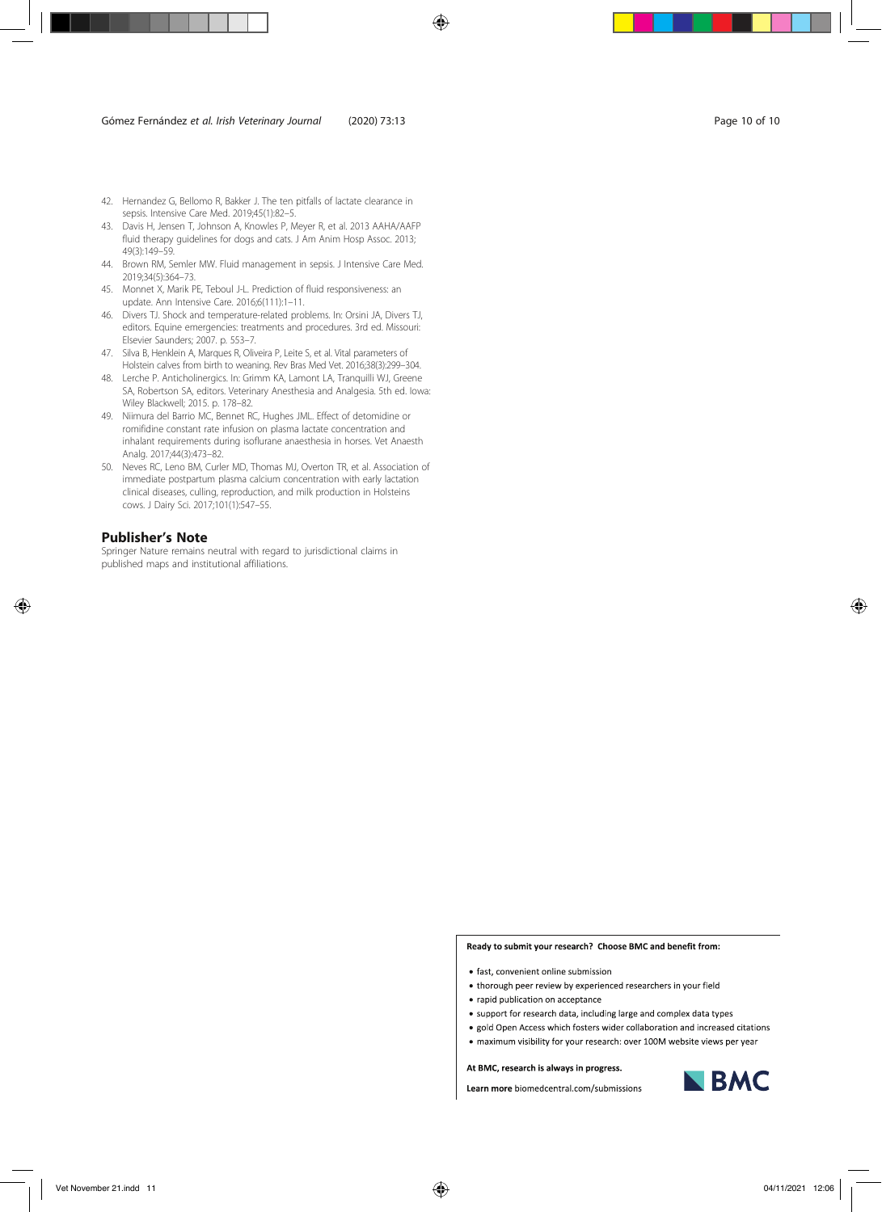42. Hernandez G, Bellomo R, Bakker J. The ten pitfalls of lactate clearance in sepsis. Intensive Care Med. 2019;45(1):82–5.
43. Davis H, Jensen T, Johnson A, Knowles P, Meyer R, et al. 2013 AAHA/AAFP fluid therapy guidelines for dogs and cats. J Am Anim Hosp Assoc. 2013; 49(3):149–59.
44. Brown RM, Semler MW. Fluid management in sepsis. J Intensive Care Med. 2019;34(5):364–73.
45. Monnet X, Marik PE, Teboul J-L. Prediction of fluid responsiveness: an update. Ann Intensive Care. 2016;6(111):1–11.
46. Divers TJ. Shock and temperature-related problems. In: Orsini JA, Divers TJ, editors. Equine emergencies: treatments and procedures. 3rd ed. Missouri: Elsevier Saunders; 2007. p. 553–7.
47. Silva B, Henklein A, Marques R, Oliveira P, Leite S, et al. Vital parameters of Holstein calves from birth to weaning. Rev Bras Med Vet. 2016;38(3):299–304.
48. Lerche P. Anticholinergics. In: Grimm KA, Lamont LA, Tranquilli WJ, Greene SA, Robertson SA, editors. Veterinary Anesthesia and Analgesia. 5th ed. Iowa: Wiley Blackwell; 2015. p. 178–82.
49. Niimura del Barrio MC, Bennet RC, Hughes JML. Effect of detomidine or romifidine constant rate infusion on plasma lactate concentration and inhalant requirements during isoflurane anaesthesia in horses. Vet Anaesth Analg. 2017;44(3):473–82.
50. Neves RC, Leno BM, Curler MD, Thomas MJ, Overton TR, et al. Association of immediate postpartum plasma calcium concentration with early lactation clinical diseases, culling, reproduction, and milk production in Holsteins cows. J Dairy Sci. 2017;101(1):547–55.

## Publisher's Note

Springer Nature remains neutral with regard to jurisdictional claims in published maps and institutional affiliations.

**Ready to submit your research? Choose BMC and benefit from:**

- fast, convenient online submission
- thorough peer review by experienced researchers in your field
- rapid publication on acceptance
- support for research data, including large and complex data types
- gold Open Access which fosters wider collaboration and increased citations
- maximum visibility for your research: over 100M website views per year

**At BMC, research is always in progress.**

**Learn more** biomedcentral.com/submissions

BMC